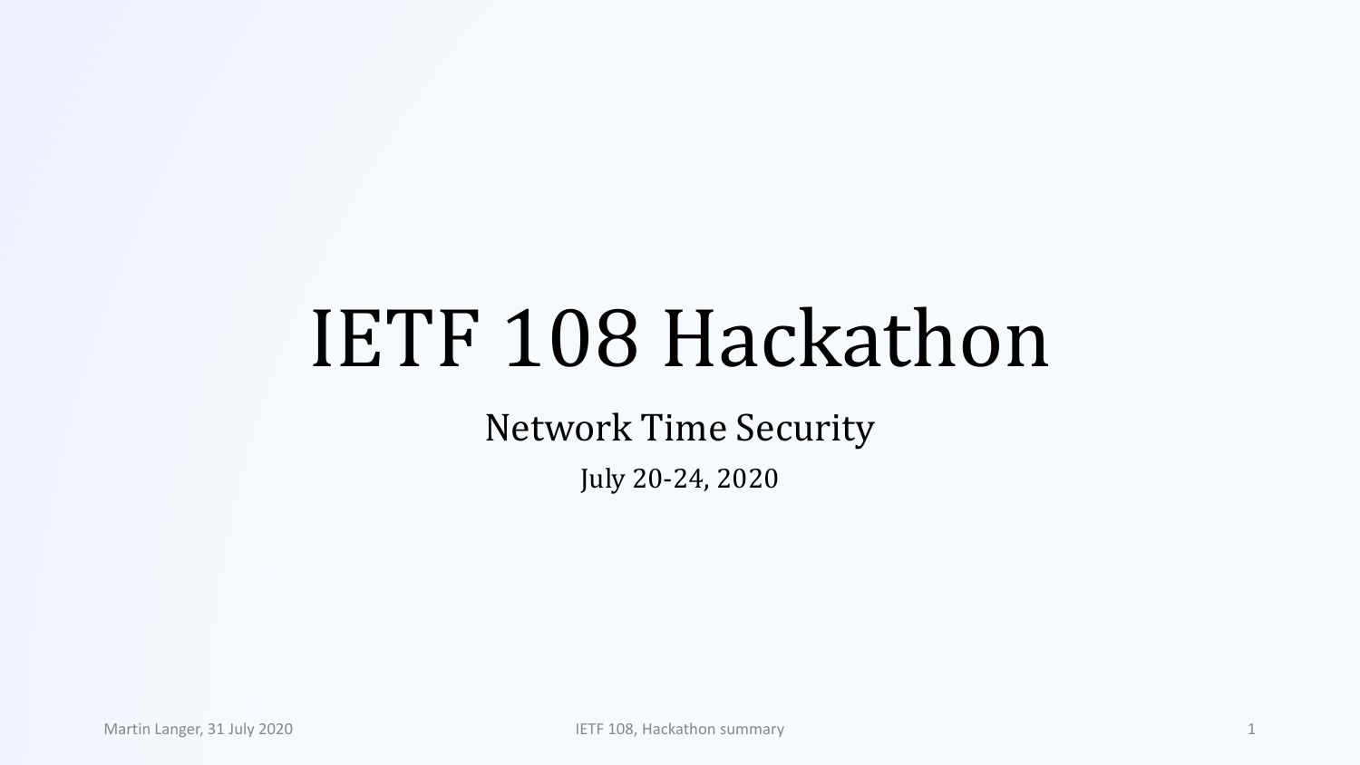# IETF 108 Hackathon

Network Time Security

July 20-24, 2020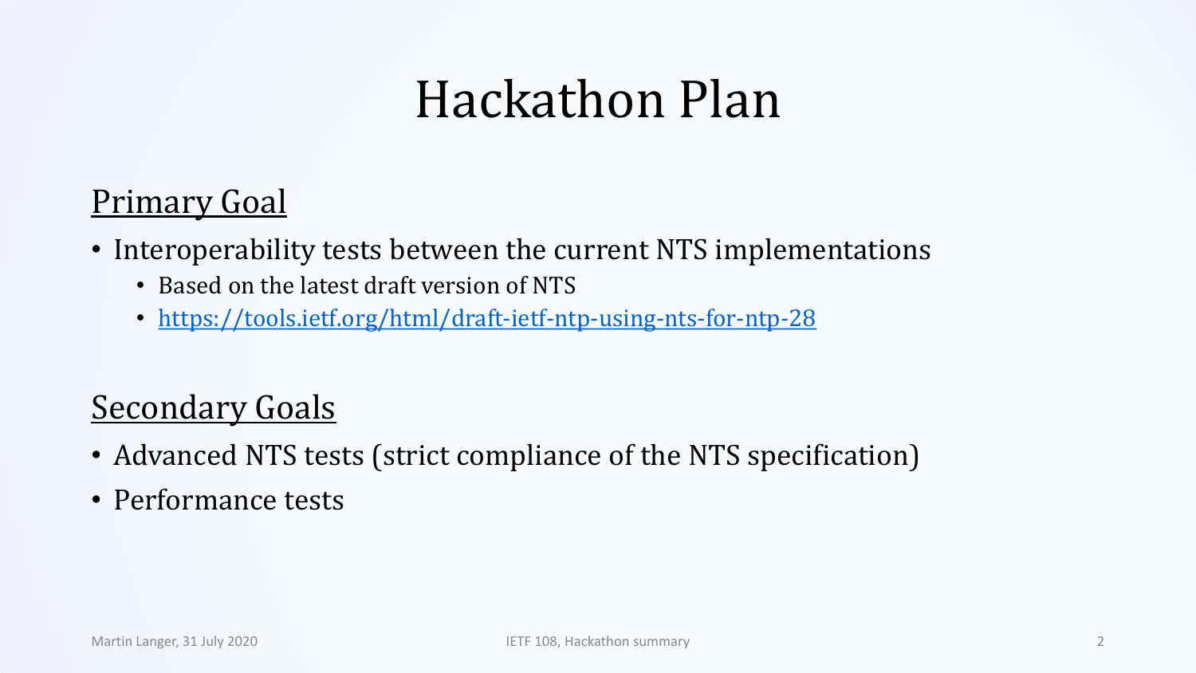# Hackathon Plan

## Primary Goal

- Interoperability tests between the current NTS implementations
  - Based on the latest draft version of NTS
  - [https://tools.ietf.org/html/draft-ietf-ntp-using-nts-for-ntp-28](https://tools.ietf.org/html/draft-ietf-ntp-using-nts-for-ntp-28)

## Secondary Goals

- Advanced NTS tests (strict compliance of the NTS specification)
- Performance tests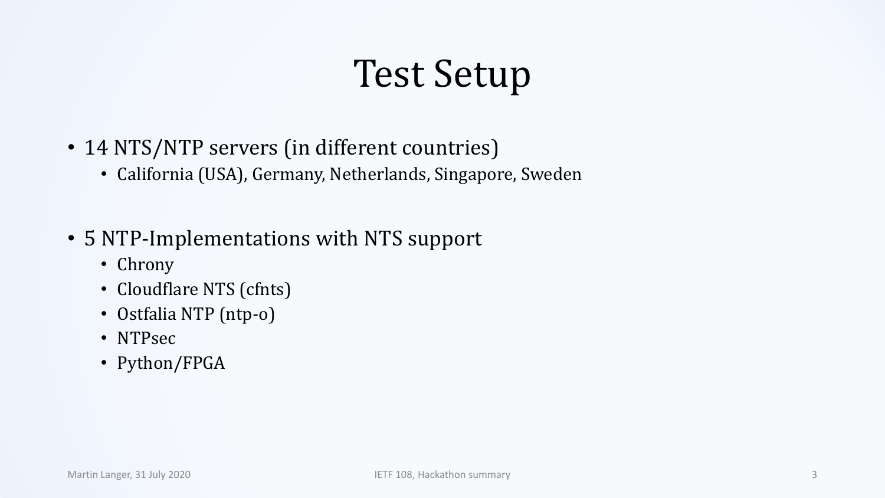# Test Setup

- 14 NTS/NTP servers (in different countries)
  - California (USA), Germany, Netherlands, Singapore, Sweden
- 5 NTP-Implementations with NTS support
  - Chrony
  - Cloudflare NTS (cfnts)
  - Ostfalia NTP (ntp-o)
  - NTPsec
  - Python/FPGA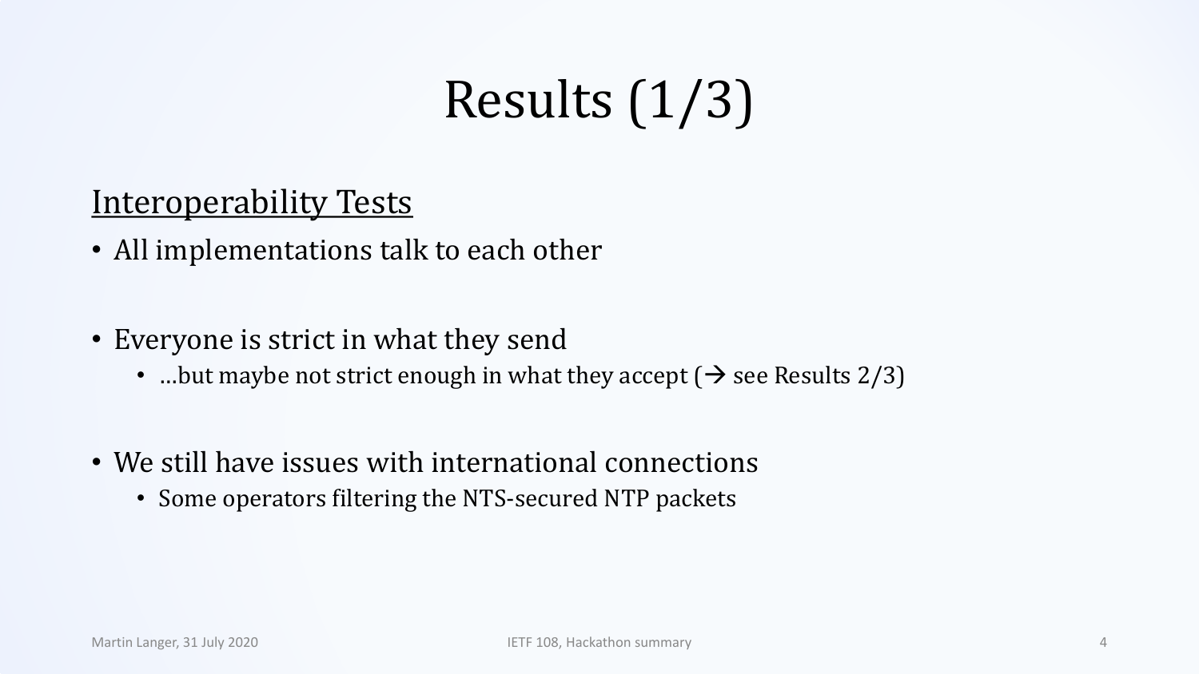# Results (1/3)

## Interoperability Tests

- All implementations talk to each other

- Everyone is strict in what they send
  - …but maybe not strict enough in what they accept (→ see Results 2/3)

- We still have issues with international connections
  - Some operators filtering the NTS-secured NTP packets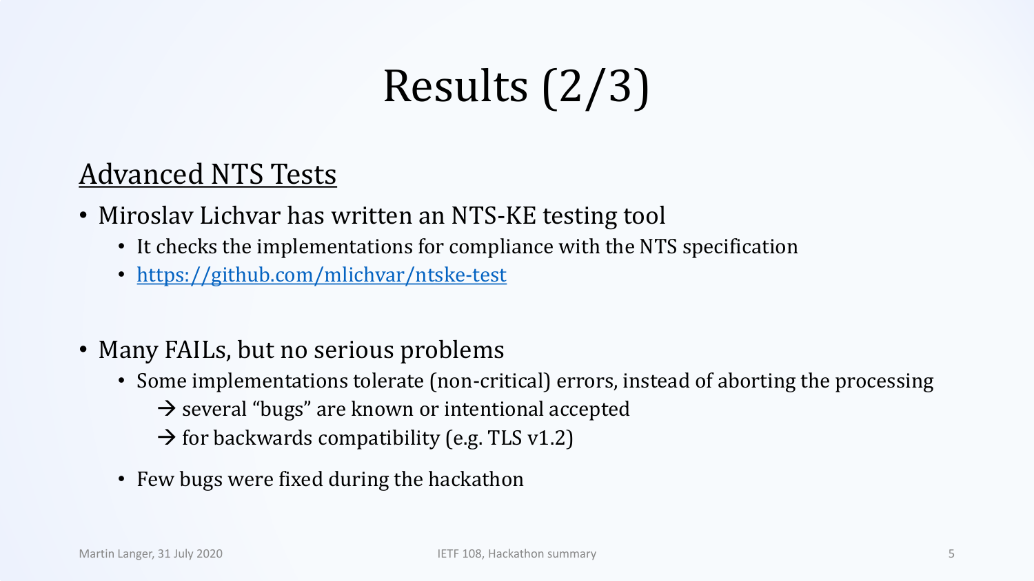# Results (2/3)

## Advanced NTS Tests

- Miroslav Lichvar has written an NTS-KE testing tool
  - It checks the implementations for compliance with the NTS specification
  - https://github.com/mlichvar/ntske-test

- Many FAILs, but no serious problems
  - Some implementations tolerate (non-critical) errors, instead of aborting the processing
    → several “bugs” are known or intentional accepted
    → for backwards compatibility (e.g. TLS v1.2)
  - Few bugs were fixed during the hackathon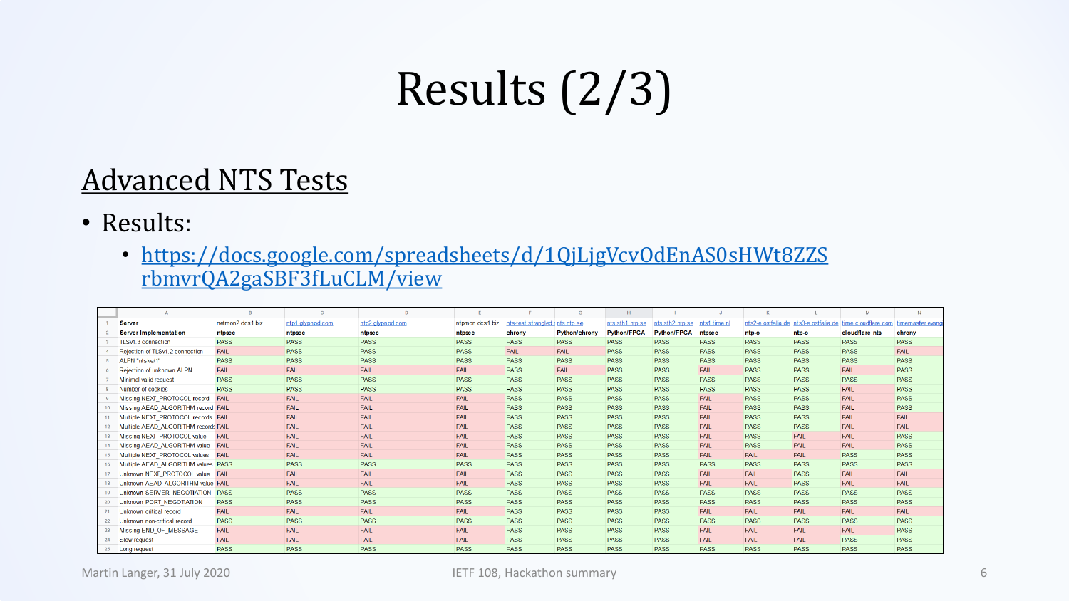# Results (2/3)

## Advanced NTS Tests

- Results:
  - https://docs.google.com/spreadsheets/d/1QjLjgVcvOdEnAS0sHWt8ZZSrbmvrQA2gaSBF3fLuCLM/view

| Server | netmon2.dcs1.biz | ntp1.glypnod.com | ntp2.glypnod.com | ntpmon.dcs1.biz | nts-test.strangled.r | nts.ntp.se | nts.sth1.ntp.se | nts.sth2.ntp.se | nts1.time.nl | nts2-e.ostfalia.de | nts3-e.ostfalia.de | time.cloudflare.com | timemaster.evang |
|---|---|---|---|---|---|---|---|---|---|---|---|---|---|
| **Server Implementation** | **ntpsec** | **ntpsec** | **ntpsec** | **ntpsec** | **chrony** | **Python/chrony** | **Python/FPGA** | **Python/FPGA** | **ntpsec** | **ntp-o** | **ntp-o** | **cloudflare nts** | **chrony** |
| TLSv1.3 connection | PASS | PASS | PASS | PASS | PASS | PASS | PASS | PASS | PASS | PASS | PASS | PASS | PASS |
| Rejection of TLSv1.2 connection | FAIL | PASS | PASS | PASS | FAIL | FAIL | PASS | PASS | PASS | PASS | PASS | PASS | FAIL |
| ALPN "ntske/1" | PASS | PASS | PASS | PASS | PASS | PASS | PASS | PASS | PASS | PASS | PASS | PASS | PASS |
| Rejection of unknown ALPN | FAIL | FAIL | FAIL | FAIL | PASS | FAIL | PASS | PASS | FAIL | PASS | PASS | FAIL | PASS |
| Minimal valid request | PASS | PASS | PASS | PASS | PASS | PASS | PASS | PASS | PASS | PASS | PASS | PASS | PASS |
| Number of cookies | PASS | PASS | PASS | PASS | PASS | PASS | PASS | PASS | PASS | PASS | PASS | FAIL | PASS |
| Missing NEXT_PROTOCOL record | FAIL | FAIL | FAIL | FAIL | PASS | PASS | PASS | PASS | FAIL | PASS | PASS | FAIL | PASS |
| Missing AEAD_ALGORITHM record | FAIL | FAIL | FAIL | FAIL | PASS | PASS | PASS | PASS | FAIL | PASS | PASS | FAIL | PASS |
| Multiple NEXT_PROTOCOL records | FAIL | FAIL | FAIL | FAIL | PASS | PASS | PASS | PASS | FAIL | PASS | PASS | FAIL | FAIL |
| Multiple AEAD_ALGORITHM records | FAIL | FAIL | FAIL | FAIL | PASS | PASS | PASS | PASS | FAIL | PASS | PASS | FAIL | FAIL |
| Missing NEXT_PROTOCOL value | FAIL | FAIL | FAIL | FAIL | PASS | PASS | PASS | PASS | FAIL | PASS | FAIL | FAIL | PASS |
| Missing AEAD_ALGORITHM value | FAIL | FAIL | FAIL | FAIL | PASS | PASS | PASS | PASS | FAIL | PASS | FAIL | FAIL | PASS |
| Multiple NEXT_PROTOCOL values | FAIL | FAIL | FAIL | FAIL | PASS | PASS | PASS | PASS | FAIL | FAIL | FAIL | PASS | PASS |
| Multiple AEAD_ALGORITHM values | PASS | PASS | PASS | PASS | PASS | PASS | PASS | PASS | PASS | PASS | PASS | PASS | PASS |
| Unknown NEXT_PROTOCOL value | FAIL | FAIL | FAIL | FAIL | PASS | PASS | PASS | PASS | FAIL | FAIL | PASS | FAIL | FAIL |
| Unknown AEAD_ALGORITHM value | FAIL | FAIL | FAIL | FAIL | PASS | PASS | PASS | PASS | FAIL | FAIL | PASS | FAIL | FAIL |
| Unknown SERVER_NEGOTIATION | PASS | PASS | PASS | PASS | PASS | PASS | PASS | PASS | PASS | PASS | PASS | PASS | PASS |
| Unknown PORT_NEGOTIATION | PASS | PASS | PASS | PASS | PASS | PASS | PASS | PASS | PASS | PASS | PASS | PASS | PASS |
| Unknown critical record | FAIL | FAIL | FAIL | FAIL | PASS | PASS | PASS | PASS | FAIL | FAIL | FAIL | FAIL | FAIL |
| Unknown non-critical record | PASS | PASS | PASS | PASS | PASS | PASS | PASS | PASS | PASS | PASS | PASS | PASS | PASS |
| Missing END_OF_MESSAGE | FAIL | FAIL | FAIL | FAIL | PASS | PASS | PASS | PASS | FAIL | FAIL | FAIL | FAIL | PASS |
| Slow request | FAIL | FAIL | FAIL | FAIL | PASS | PASS | PASS | PASS | FAIL | FAIL | FAIL | PASS | PASS |
| Long request | PASS | PASS | PASS | PASS | PASS | PASS | PASS | PASS | PASS | PASS | PASS | PASS | PASS |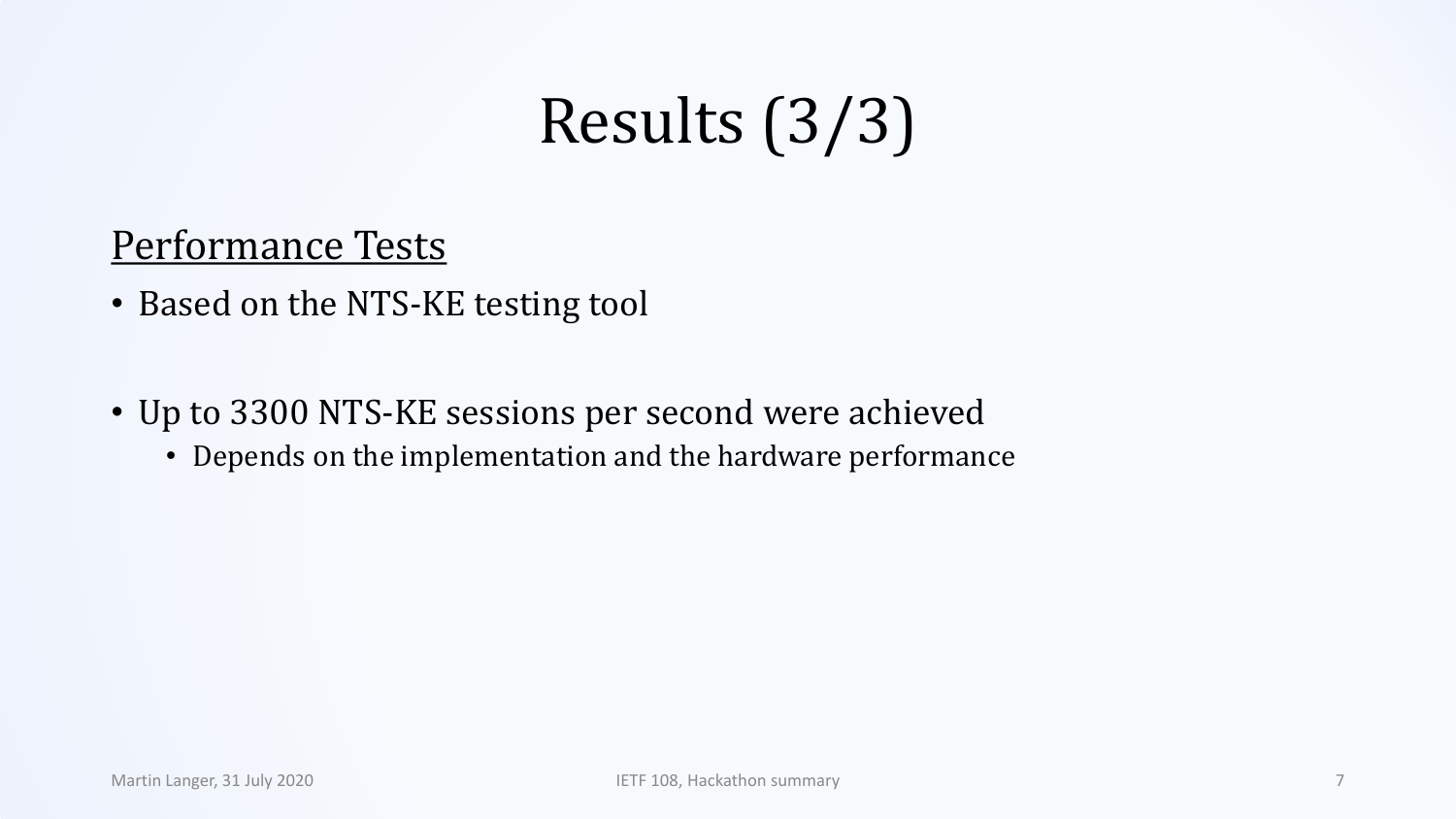# Results (3/3)

## Performance Tests

- Based on the NTS-KE testing tool
- Up to 3300 NTS-KE sessions per second were achieved
  - Depends on the implementation and the hardware performance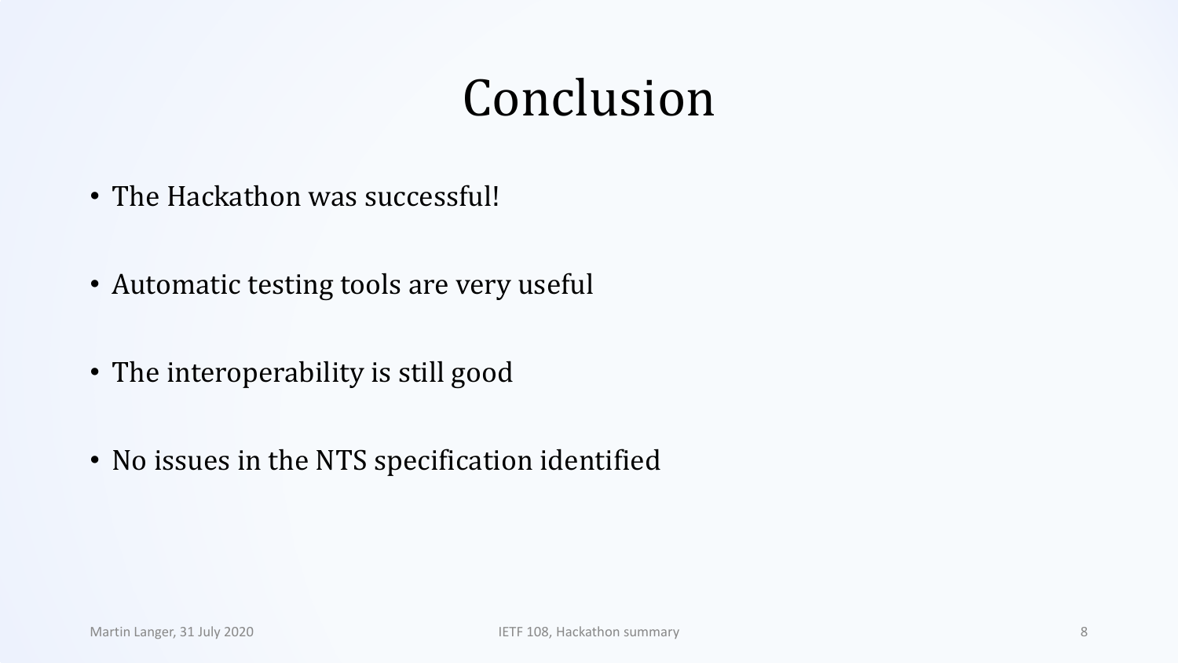# Conclusion

- The Hackathon was successful!
- Automatic testing tools are very useful
- The interoperability is still good
- No issues in the NTS specification identified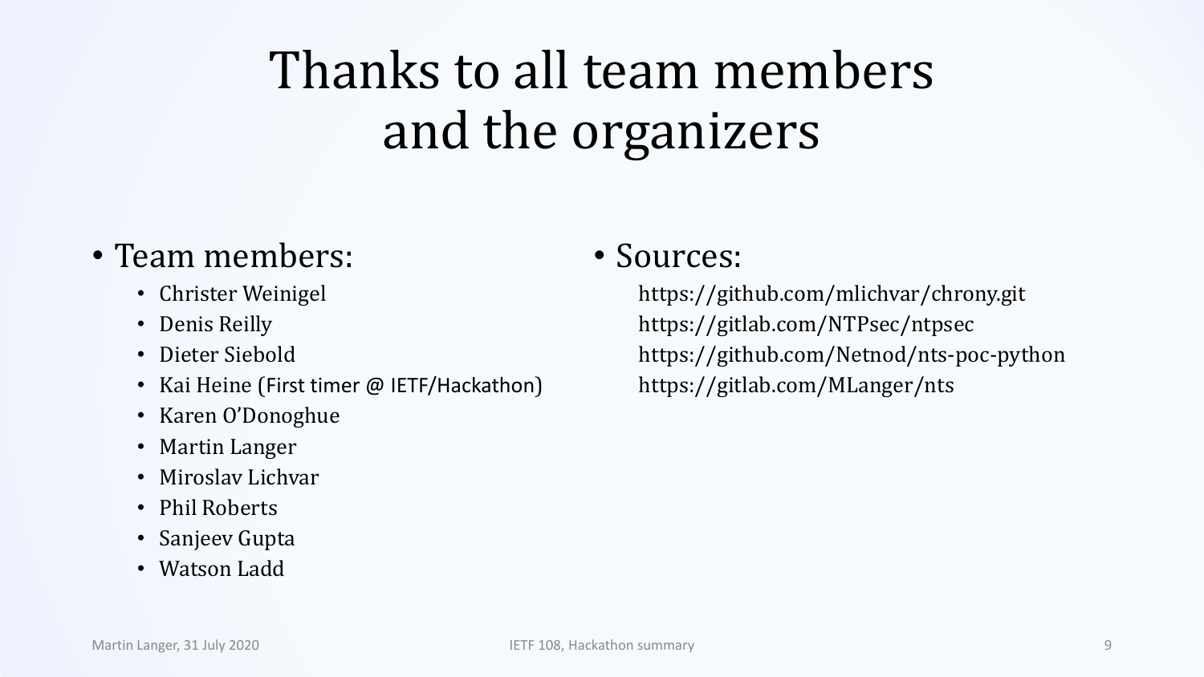# Thanks to all team members and the organizers

- Team members:
  - Christer Weinigel
  - Denis Reilly
  - Dieter Siebold
  - Kai Heine (First timer @ IETF/Hackathon)
  - Karen O'Donoghue
  - Martin Langer
  - Miroslav Lichvar
  - Phil Roberts
  - Sanjeev Gupta
  - Watson Ladd

- Sources:

  https://github.com/mlichvar/chrony.git
  https://gitlab.com/NTPsec/ntpsec
  https://github.com/Netnod/nts-poc-python
  https://gitlab.com/MLanger/nts